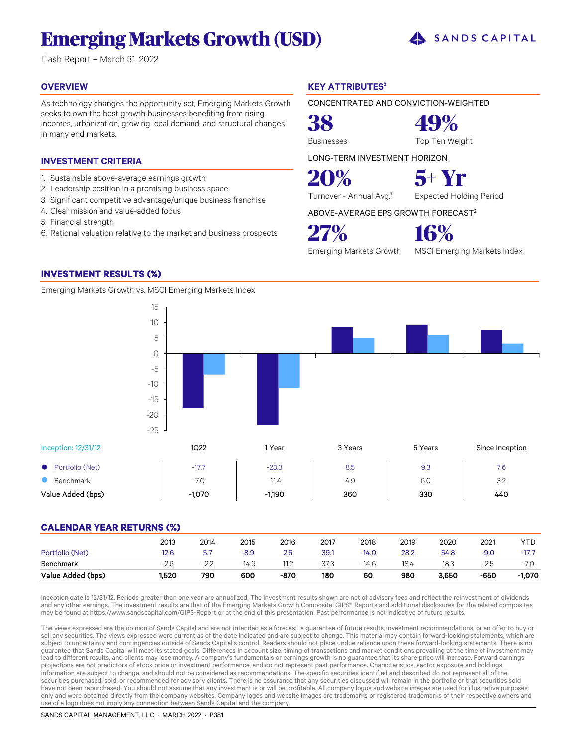# Emerging Markets Growth (USD)

SANDS CAPITAL

Flash Report – March 31, 2022

## OVERVIEW

As technology changes the opportunity set, Emerging Markets Growth seeks to own the best growth businesses benefiting from rising incomes, urbanization, growing local demand, and structural changes in many end markets.

## INVESTMENT CRITERIA

1. Sustainable above-average earnings growth
2. Leadership position in a promising business space
3. Significant competitive advantage/unique business franchise
4. Clear mission and value-added focus
5. Financial strength
6. Rational valuation relative to the market and business prospects

## KEY ATTRIBUTES[3]

CONCENTRATED AND CONVICTION-WEIGHTED

**38**
Businesses

**49%**
Top Ten Weight

LONG-TERM INVESTMENT HORIZON

**20%**
Turnover - Annual Avg.[1]

**5+ Yr**
Expected Holding Period

ABOVE-AVERAGE EPS GROWTH FORECAST[2]

**27%**
Emerging Markets Growth

**16%**
MSCI Emerging Markets Index

## INVESTMENT RESULTS (%)

Emerging Markets Growth vs. MSCI Emerging Markets Index

15
10
5
0
-5
-10
-15
-20
-25

| Inception: 12/31/12 | 1Q22 | 1 Year | 3 Years | 5 Years | Since Inception |
|---|---|---|---|---|---|
| Portfolio (Net) | -17.7 | -23.3 | 8.5 | 9.3 | 7.6 |
| Benchmark | -7.0 | -11.4 | 4.9 | 6.0 | 3.2 |
| **Value Added (bps)** | **-1,070** | **-1,190** | **360** | **330** | **440** |

## CALENDAR YEAR RETURNS (%)

| | 2013 | 2014 | 2015 | 2016 | 2017 | 2018 | 2019 | 2020 | 2021 | YTD |
|---|---|---|---|---|---|---|---|---|---|---|
| Portfolio (Net) | 12.6 | 5.7 | -8.9 | 2.5 | 39.1 | -14.0 | 28.2 | 54.8 | -9.0 | -17.7 |
| Benchmark | -2.6 | -2.2 | -14.9 | 11.2 | 37.3 | -14.6 | 18.4 | 18.3 | -2.5 | -7.0 |
| **Value Added (bps)** | **1,520** | **790** | **600** | **-870** | **180** | **60** | **980** | **3,650** | **-650** | **-1,070** |

Inception date is 12/31/12. Periods greater than one year are annualized. The investment results shown are net of advisory fees and reflect the reinvestment of dividends and any other earnings. The investment results are that of the Emerging Markets Growth Composite. GIPS® Reports and additional disclosures for the related composites may be found at https://www.sandscapital.com/GIPS-Report or at the end of this presentation. Past performance is not indicative of future results.

The views expressed are the opinion of Sands Capital and are not intended as a forecast, a guarantee of future results, investment recommendations, or an offer to buy or sell any securities. The views expressed were current as of the date indicated and are subject to change. This material may contain forward-looking statements, which are subject to uncertainty and contingencies outside of Sands Capital's control. Readers should not place undue reliance upon these forward-looking statements. There is no guarantee that Sands Capital will meet its stated goals. Differences in account size, timing of transactions and market conditions prevailing at the time of investment may lead to different results, and clients may lose money. A company's fundamentals or earnings growth is no guarantee that its share price will increase. Forward earnings projections are not predictors of stock price or investment performance, and do not represent past performance. Characteristics, sector exposure and holdings information are subject to change, and should not be considered as recommendations. The specific securities identified and described do not represent all of the securities purchased, sold, or recommended for advisory clients. There is no assurance that any securities discussed will remain in the portfolio or that securities sold have not been repurchased. You should not assume that any investment is or will be profitable. All company logos and website images are used for illustrative purposes only and were obtained directly from the company websites. Company logos and website images are trademarks or registered trademarks of their respective owners and use of a logo does not imply any connection between Sands Capital and the company.

SANDS CAPITAL MANAGEMENT, LLC · MARCH 2022 · P381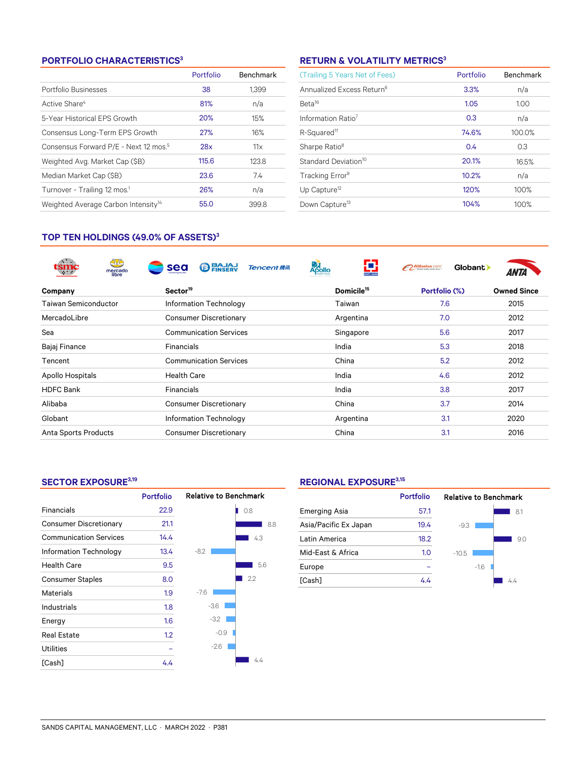## PORTFOLIO CHARACTERISTICS[3]

| | Portfolio | Benchmark |
|---|---|---|
| Portfolio Businesses | 38 | 1,399 |
| Active Share[4] | 81% | n/a |
| 5-Year Historical EPS Growth | 20% | 15% |
| Consensus Long-Term EPS Growth | 27% | 16% |
| Consensus Forward P/E - Next 12 mos.[5] | 28x | 11x |
| Weighted Avg. Market Cap ($B) | 115.6 | 123.8 |
| Median Market Cap ($B) | 23.6 | 7.4 |
| Turnover - Trailing 12 mos.[1] | 26% | n/a |
| Weighted Average Carbon Intensity[14] | 55.0 | 399.8 |

## RETURN & VOLATILITY METRICS[3]

| (Trailing 5 Years Net of Fees) | Portfolio | Benchmark |
|---|---|---|
| Annualized Excess Return[6] | 3.3% | n/a |
| Beta[16] | 1.05 | 1.00 |
| Information Ratio[7] | 0.3 | n/a |
| R-Squared[11] | 74.6% | 100.0% |
| Sharpe Ratio[8] | 0.4 | 0.3 |
| Standard Deviation[10] | 20.1% | 16.5% |
| Tracking Error[9] | 10.2% | n/a |
| Up Capture[12] | 120% | 100% |
| Down Capture[13] | 104% | 100% |

## TOP TEN HOLDINGS (49.0% OF ASSETS)[3]

| Company | Sector[19] | Domicile[15] | Portfolio (%) | Owned Since |
|---|---|---|---|---|
| Taiwan Semiconductor | Information Technology | Taiwan | 7.6 | 2015 |
| MercadoLibre | Consumer Discretionary | Argentina | 7.0 | 2012 |
| Sea | Communication Services | Singapore | 5.6 | 2017 |
| Bajaj Finance | Financials | India | 5.3 | 2018 |
| Tencent | Communication Services | China | 5.2 | 2012 |
| Apollo Hospitals | Health Care | India | 4.6 | 2012 |
| HDFC Bank | Financials | India | 3.8 | 2017 |
| Alibaba | Consumer Discretionary | China | 3.7 | 2014 |
| Globant | Information Technology | Argentina | 3.1 | 2020 |
| Anta Sports Products | Consumer Discretionary | China | 3.1 | 2016 |

## SECTOR EXPOSURE[3,19]

| | Portfolio |
|---|---|
| Financials | 22.9 |
| Consumer Discretionary | 21.1 |
| Communication Services | 14.4 |
| Information Technology | 13.4 |
| Health Care | 9.5 |
| Consumer Staples | 8.0 |
| Materials | 1.9 |
| Industrials | 1.8 |
| Energy | 1.6 |
| Real Estate | 1.2 |
| Utilities | – |
| [Cash] | 4.4 |

Relative to Benchmark

0.8
8.8
4.3
-8.2
5.6
2.2
-7.6
-3.6
-3.2
-0.9
-2.6
4.4

## REGIONAL EXPOSURE[3,15]

| | Portfolio |
|---|---|
| Emerging Asia | 57.1 |
| Asia/Pacific Ex Japan | 19.4 |
| Latin America | 18.2 |
| Mid-East & Africa | 1.0 |
| Europe | – |
| [Cash] | 4.4 |

Relative to Benchmark

8.1
-9.3
9.0
-10.5
-1.6
4.4

SANDS CAPITAL MANAGEMENT, LLC · MARCH 2022 · P381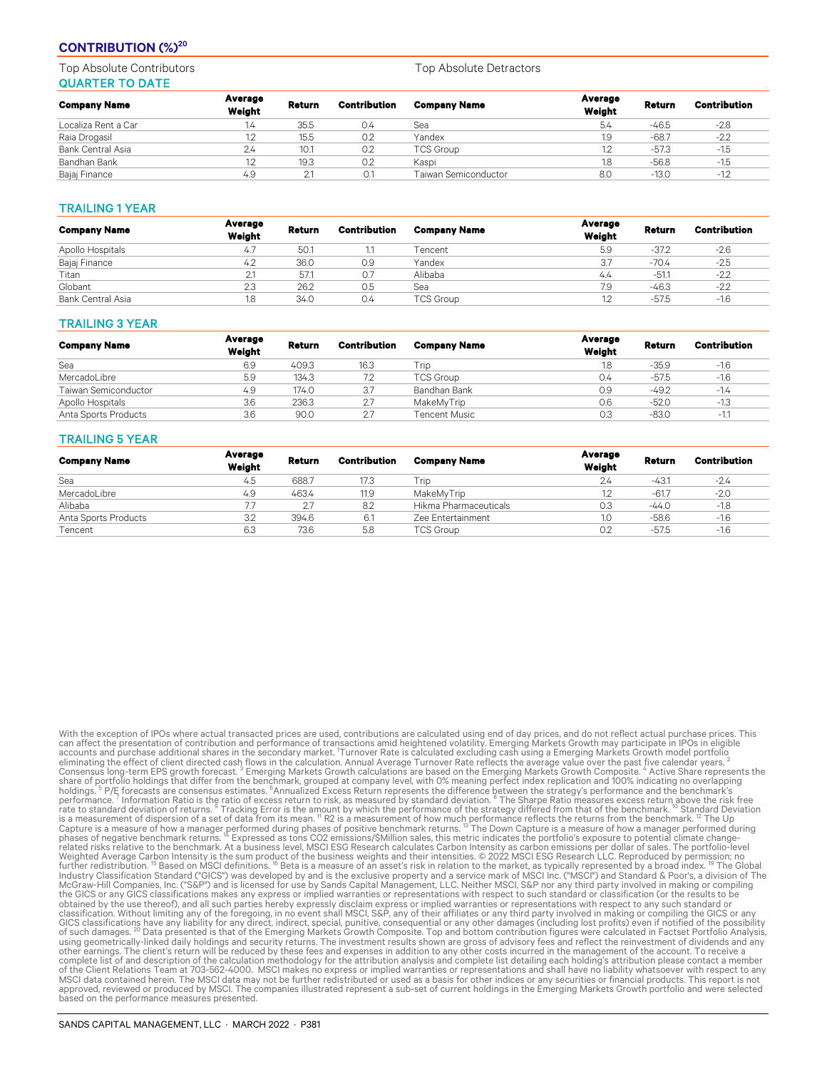## CONTRIBUTION (%)[20]

Top Absolute Contributors

Top Absolute Detractors

### QUARTER TO DATE

| Company Name | Average Weight | Return | Contribution | Company Name | Average Weight | Return | Contribution |
|---|---|---|---|---|---|---|---|
| Localiza Rent a Car | 1.4 | 35.5 | 0.4 | Sea | 5.4 | -46.5 | -2.8 |
| Raia Drogasil | 1.2 | 15.5 | 0.2 | Yandex | 1.9 | -68.7 | -2.2 |
| Bank Central Asia | 2.4 | 10.1 | 0.2 | TCS Group | 1.2 | -57.3 | -1.5 |
| Bandhan Bank | 1.2 | 19.3 | 0.2 | Kaspi | 1.8 | -56.8 | -1.5 |
| Bajaj Finance | 4.9 | 2.1 | 0.1 | Taiwan Semiconductor | 8.0 | -13.0 | -1.2 |

### TRAILING 1 YEAR

| Company Name | Average Weight | Return | Contribution | Company Name | Average Weight | Return | Contribution |
|---|---|---|---|---|---|---|---|
| Apollo Hospitals | 4.7 | 50.1 | 1.1 | Tencent | 5.9 | -37.2 | -2.6 |
| Bajaj Finance | 4.2 | 36.0 | 0.9 | Yandex | 3.7 | -70.4 | -2.5 |
| Titan | 2.1 | 57.1 | 0.7 | Alibaba | 4.4 | -51.1 | -2.2 |
| Globant | 2.3 | 26.2 | 0.5 | Sea | 7.9 | -46.3 | -2.2 |
| Bank Central Asia | 1.8 | 34.0 | 0.4 | TCS Group | 1.2 | -57.5 | -1.6 |

### TRAILING 3 YEAR

| Company Name | Average Weight | Return | Contribution | Company Name | Average Weight | Return | Contribution |
|---|---|---|---|---|---|---|---|
| Sea | 6.9 | 409.3 | 16.3 | Trip | 1.8 | -35.9 | -1.6 |
| MercadoLibre | 5.9 | 134.3 | 7.2 | TCS Group | 0.4 | -57.5 | -1.6 |
| Taiwan Semiconductor | 4.9 | 174.0 | 3.7 | Bandhan Bank | 0.9 | -49.2 | -1.4 |
| Apollo Hospitals | 3.6 | 236.3 | 2.7 | MakeMyTrip | 0.6 | -52.0 | -1.3 |
| Anta Sports Products | 3.6 | 90.0 | 2.7 | Tencent Music | 0.3 | -83.0 | -1.1 |

### TRAILING 5 YEAR

| Company Name | Average Weight | Return | Contribution | Company Name | Average Weight | Return | Contribution |
|---|---|---|---|---|---|---|---|
| Sea | 4.5 | 688.7 | 17.3 | Trip | 2.4 | -43.1 | -2.4 |
| MercadoLibre | 4.9 | 463.4 | 11.9 | MakeMyTrip | 1.2 | -61.7 | -2.0 |
| Alibaba | 7.7 | 2.7 | 8.2 | Hikma Pharmaceuticals | 0.3 | -44.0 | -1.8 |
| Anta Sports Products | 3.2 | 394.6 | 6.1 | Zee Entertainment | 1.0 | -58.6 | -1.6 |
| Tencent | 6.3 | 73.6 | 5.8 | TCS Group | 0.2 | -57.5 | -1.6 |

With the exception of IPOs where actual transacted prices are used, contributions are calculated using end of day prices, and do not reflect actual purchase prices. This can affect the presentation of contribution and performance of transactions amid heightened volatility. Emerging Markets Growth may participate in IPOs in eligible accounts and purchase additional shares in the secondary market. [1]Turnover Rate is calculated excluding cash using a Emerging Markets Growth model portfolio eliminating the effect of client directed cash flows in the calculation. Annual Average Turnover Rate reflects the average value over the past five calendar years. [2] Consensus long-term EPS growth forecast. [3] Emerging Markets Growth calculations are based on the Emerging Markets Growth Composite. [4] Active Share represents the share of portfolio holdings that differ from the benchmark, grouped at company level, with 0% meaning perfect index replication and 100% indicating no overlapping holdings. [5] P/E forecasts are consensus estimates. [6]Annualized Excess Return represents the difference between the strategy's performance and the benchmark's performance. [7] Information Ratio is the ratio of excess return to risk, as measured by standard deviation. [8] The Sharpe Ratio measures excess return above the risk free rate to standard deviation of returns. [9] Tracking Error is the amount by which the performance of the strategy differed from that of the benchmark. [10] Standard Deviation is a measurement of dispersion of a set of data from its mean. [11] R2 is a measurement of how much performance reflects the returns from the benchmark. [12] The Up Capture is a measure of how a manager performed during phases of positive benchmark returns. [13] The Down Capture is a measure of how a manager performed during phases of negative benchmark returns. [14] Expressed as tons CO2 emissions/$Million sales, this metric indicates the portfolio's exposure to potential climate change-related risks relative to the benchmark. At a business level, MSCI ESG Research calculates Carbon Intensity as carbon emissions per dollar of sales. The portfolio-level Weighted Average Carbon Intensity is the sum product of the business weights and their intensities. © 2022 MSCI ESG Research LLC. Reproduced by permission; no further redistribution. [15] Based on MSCI definitions. [16] Beta is a measure of an asset's risk in relation to the market, as typically represented by a broad index. [19] The Global Industry Classification Standard ("GICS") was developed by and is the exclusive property and a service mark of MSCI Inc. ("MSCI") and Standard & Poor's, a division of The McGraw-Hill Companies, Inc. ("S&P") and is licensed for use by Sands Capital Management, LLC. Neither MSCI, S&P nor any third party involved in making or compiling the GICS or any GICS classifications makes any express or implied warranties or representations with respect to such standard or classification (or the results to be obtained by the use thereof), and all such parties hereby expressly disclaim express or implied warranties or representations with respect to any such standard or classification. Without limiting any of the foregoing, in no event shall MSCI, S&P, any of their affiliates or any third party involved in making or compiling the GICS or any GICS classifications have any liability for any direct, indirect, special, punitive, consequential or any other damages (including lost profits) even if notified of the possibility of such damages. [20] Data presented is that of the Emerging Markets Growth Composite. Top and bottom contribution figures were calculated in Factset Portfolio Analysis, using geometrically-linked daily holdings and security returns. The investment results shown are gross of advisory fees and reflect the reinvestment of dividends and any other earnings. The client's return will be reduced by these fees and expenses in addition to any other costs incurred in the management of the account. To receive a complete list of and description of the calculation methodology for the attribution analysis and complete list detailing each holding's attribution please contact a member of the Client Relations Team at 703-562-4000. MSCI makes no express or implied warranties or representations and shall have no liability whatsoever with respect to any MSCI data contained herein. The MSCI data may not be further redistributed or used as a basis for other indices or any securities or financial products. This report is not approved, reviewed or produced by MSCI. The companies illustrated represent a sub-set of current holdings in the Emerging Markets Growth portfolio and were selected based on the performance measures presented.

SANDS CAPITAL MANAGEMENT, LLC · MARCH 2022 · P381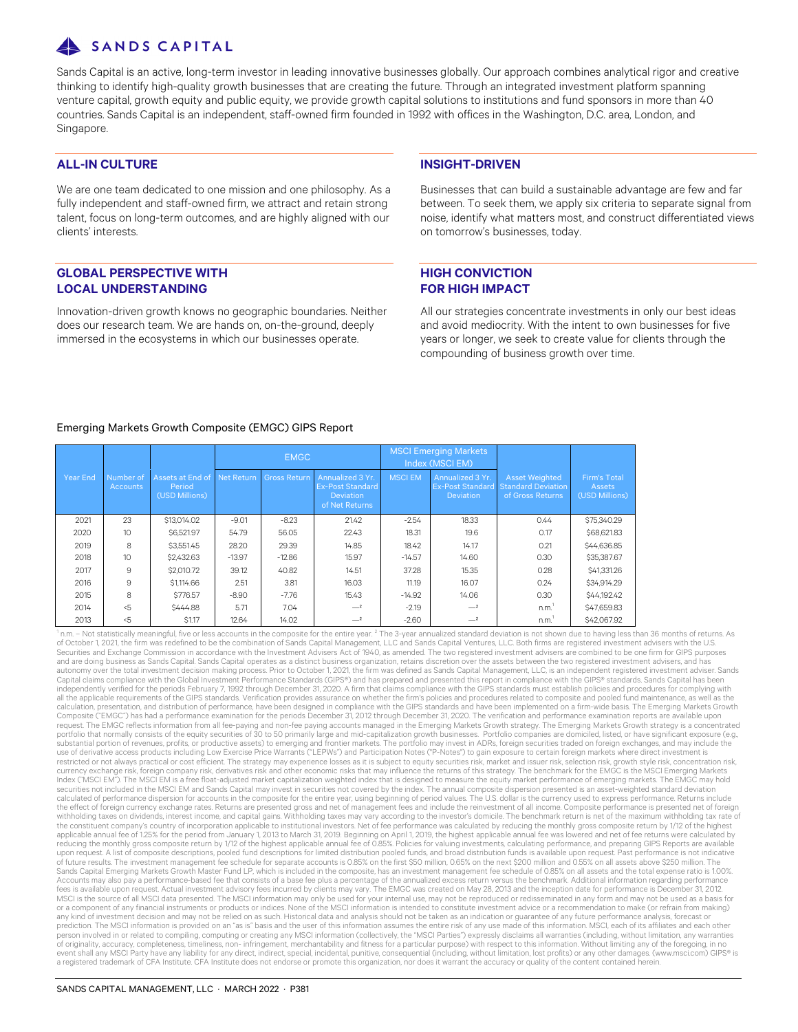# SANDS CAPITAL

Sands Capital is an active, long-term investor in leading innovative businesses globally. Our approach combines analytical rigor and creative thinking to identify high-quality growth businesses that are creating the future. Through an integrated investment platform spanning venture capital, growth equity and public equity, we provide growth capital solutions to institutions and fund sponsors in more than 40 countries. Sands Capital is an independent, staff-owned firm founded in 1992 with offices in the Washington, D.C. area, London, and Singapore.

## ALL-IN CULTURE

We are one team dedicated to one mission and one philosophy. As a fully independent and staff-owned firm, we attract and retain strong talent, focus on long-term outcomes, and are highly aligned with our clients' interests.

## INSIGHT-DRIVEN

Businesses that can build a sustainable advantage are few and far between. To seek them, we apply six criteria to separate signal from noise, identify what matters most, and construct differentiated views on tomorrow's businesses, today.

## GLOBAL PERSPECTIVE WITH LOCAL UNDERSTANDING

Innovation-driven growth knows no geographic boundaries. Neither does our research team. We are hands on, on-the-ground, deeply immersed in the ecosystems in which our businesses operate.

## HIGH CONVICTION FOR HIGH IMPACT

All our strategies concentrate investments in only our best ideas and avoid mediocrity. With the intent to own businesses for five years or longer, we seek to create value for clients through the compounding of business growth over time.

### Emerging Markets Growth Composite (EMGC) GIPS Report

| Year End | Number of Accounts | Assets at End of Period (USD Millions) | EMGC | | | MSCI Emerging Markets Index (MSCI EM) | | Asset Weighted Standard Deviation of Gross Returns | Firm's Total Assets (USD Millions) |
|---|---|---|---|---|---|---|---|---|---|
| | | | Net Return | Gross Return | Annualized 3 Yr. Ex-Post Standard Deviation of Net Returns | MSCI EM | Annualized 3 Yr. Ex-Post Standard Deviation | | |
| 2021 | 23 | $13,014.02 | -9.01 | -8.23 | 21.42 | -2.54 | 18.33 | 0.44 | $75,340.29 |
| 2020 | 10 | $6,521.97 | 54.79 | 56.05 | 22.43 | 18.31 | 19.6 | 0.17 | $68,621.83 |
| 2019 | 8 | $3,551.45 | 28.20 | 29.39 | 14.85 | 18.42 | 14.17 | 0.21 | $44,636.85 |
| 2018 | 10 | $2,432.63 | -13.97 | -12.86 | 15.97 | -14.57 | 14.60 | 0.30 | $35,387.67 |
| 2017 | 9 | $2,010.72 | 39.12 | 40.82 | 14.51 | 37.28 | 15.35 | 0.28 | $41,331.26 |
| 2016 | 9 | $1,114.66 | 2.51 | 3.81 | 16.03 | 11.19 | 16.07 | 0.24 | $34,914.29 |
| 2015 | 8 | $776.57 | -8.90 | -7.76 | 15.43 | -14.92 | 14.06 | 0.30 | $44,192.42 |
| 2014 | <5 | $444.88 | 5.71 | 7.04 | —[2] | -2.19 | —[2] | n.m.[1] | $47,659.83 |
| 2013 | <5 | $1.17 | 12.64 | 14.02 | —[2] | -2.60 | —[2] | n.m.[1] | $42,067.92 |

[1] n.m. – Not statistically meaningful, five or fewer accounts in the composite for the entire year. [2] The 3-year annualized standard deviation is not shown due to having less than 36 months of returns. As of October 1, 2021, the firm was redefined to be the combination of Sands Capital Management, LLC and Sands Capital Ventures, LLC. Both firms are registered investment advisers with the U.S. Securities and Exchange Commission in accordance with the Investment Advisers Act of 1940, as amended. The two registered investment advisers are combined to be one firm for GIPS purposes and are doing business as Sands Capital. Sands Capital operates as a distinct business organization, retains discretion over the assets between the two registered investment advisers, and has autonomy over the total investment decision making process. Prior to October 1, 2021, the firm was defined as Sands Capital Management, LLC, is an independent registered investment adviser. Sands Capital claims compliance with the Global Investment Performance Standards (GIPS®) and has prepared and presented this report in compliance with the GIPS® standards. Sands Capital has been independently verified for the periods February 7, 1992 through December 31, 2020. A firm that claims compliance with the GIPS standards must establish policies and procedures for complying with all the applicable requirements of the GIPS standards. Verification provides assurance on whether the firm's policies and procedures related to composite and pooled fund maintenance, as well as the calculation, presentation, and distribution of performance, have been designed in compliance with the GIPS standards and have been implemented on a firm-wide basis. The Emerging Markets Growth Composite ("EMGC") has had a performance examination for the periods December 31, 2012 through December 31, 2020. The verification and performance examination reports are available upon request. The EMGC reflects information from all fee-paying and non-fee paying accounts managed in the Emerging Markets Growth strategy. The Emerging Markets Growth strategy is a concentrated portfolio that normally consists of the equity securities of 30 to 50 primarily large and mid-capitalization growth businesses. Portfolio companies are domiciled, listed, or have significant exposure (e.g., substantial portion of revenues, profits, or productive assets) to emerging and frontier markets. The portfolio may invest in ADRs, foreign securities traded on foreign exchanges, and may include the use of derivative access products including Low Exercise Price Warrants ("LEPWs") and Participation Notes ("P-Notes") to gain exposure to certain foreign markets where direct investment is restricted or not always practical or cost efficient. The strategy may experience losses as it is subject to equity securities risk, market and issuer risk, selection risk, growth style risk, concentration risk, currency exchange risk, foreign company risk, derivatives risk and other economic risks that may influence the returns of this strategy. The benchmark for the EMGC is the MSCI Emerging Markets Index ("MSCI EM"). The MSCI EM is a free float-adjusted market capitalization weighted index that is designed to measure the equity market performance of emerging markets. The EMGC may hold securities not included in the MSCI EM and Sands Capital may invest in securities not covered by the index. The annual composite dispersion presented is an asset-weighted standard deviation calculated of performance dispersion for accounts in the composite for the entire year, using beginning of period values. The U.S. dollar is the currency used to express performance. Returns include the effect of foreign currency exchange rates. Returns are presented gross and net of management fees and include the reinvestment of all income. Composite performance is presented net of foreign withholding taxes on dividends, interest income, and capital gains. Withholding taxes may vary according to the investor's domicile. The benchmark return is net of the maximum withholding tax rate of the constituent company's country of incorporation applicable to institutional investors. Net of fee performance was calculated by reducing the monthly gross composite return by 1/12 of the highest applicable annual fee of 1.25% for the period from January 1, 2013 to March 31, 2019. Beginning on April 1, 2019, the highest applicable annual fee was lowered and net of fee returns were calculated by reducing the monthly gross composite return by 1/12 of the highest applicable annual fee of 0.85%. Policies for valuing investments, calculating performance, and preparing GIPS Reports are available upon request. A list of composite descriptions, pooled fund descriptions for limited distribution pooled funds, and broad distribution funds is available upon request. Past performance is not indicative of future results. The investment management fee schedule for separate accounts is 0.85% on the first $50 million, 0.65% on the next $200 million and 0.55% on all assets above $250 million. The Sands Capital Emerging Markets Growth Master Fund LP, which is included in the composite, has an investment management fee schedule of 0.85% on all assets and the total expense ratio is 1.00%. Accounts may also pay a performance-based fee that consists of a base fee plus a percentage of the annualized excess return versus the benchmark. Additional information regarding performance fees is available upon request. Actual investment advisory fees incurred by clients may vary. The EMGC was created on May 28, 2013 and the inception date for performance is December 31, 2012. MSCI is the source of all MSCI data presented. The MSCI information may only be used for your internal use, may not be reproduced or redisseminated in any form and may not be used as a basis for or a component of any financial instruments or products or indices. None of the MSCI information is intended to constitute investment advice or a recommendation to make (or refrain from making) any kind of investment decision and may not be relied on as such. Historical data and analysis should not be taken as an indication or guarantee of any future performance analysis, forecast or prediction. The MSCI information is provided on an "as is" basis and the user of this information assumes the entire risk of any use made of this information. MSCI, each of its affiliates and each other person involved in or related to compiling, computing or creating any MSCI information (collectively, the "MSCI Parties") expressly disclaims all warranties (including, without limitation, any warranties of originality, accuracy, completeness, timeliness, non- infringement, merchantability and fitness for a particular purpose) with respect to this information. Without limiting any of the foregoing, in no event shall any MSCI Party have any liability for any direct, indirect, special, incidental, punitive, consequential (including, without limitation, lost profits) or any other damages. (www.msci.com) GIPS® is a registered trademark of CFA Institute. CFA Institute does not endorse or promote this organization, nor does it warrant the accuracy or quality of the content contained herein.

SANDS CAPITAL MANAGEMENT, LLC · MARCH 2022 · P381